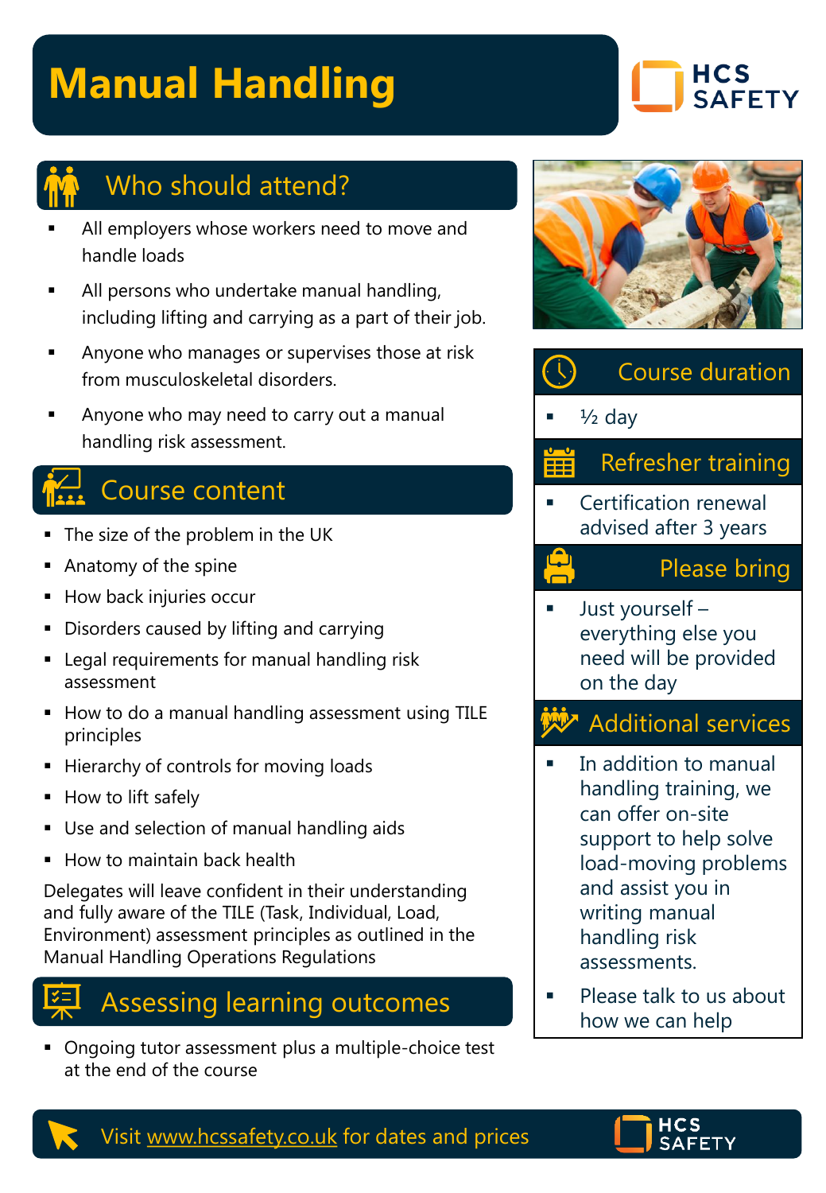# Manual Handling

HCS SAFETY

## Who should attend?

- All employers whose workers need to move and handle loads
- All persons who undertake manual handling, including lifting and carrying as a part of their job.
- Anyone who manages or supervises those at risk from musculoskeletal disorders.
- Anyone who may need to carry out a manual handling risk assessment.

## Course content

- The size of the problem in the UK
- Anatomy of the spine
- How back injuries occur
- Disorders caused by lifting and carrying
- Legal requirements for manual handling risk assessment
- How to do a manual handling assessment using TILE principles
- Hierarchy of controls for moving loads
- How to lift safely
- Use and selection of manual handling aids
- How to maintain back health

Delegates will leave confident in their understanding and fully aware of the TILE (Task, Individual, Load, Environment) assessment principles as outlined in the Manual Handling Operations Regulations

## Assessing learning outcomes

- Ongoing tutor assessment plus a multiple-choice test at the end of the course

## Course duration

- ½ day

## Refresher training

- Certification renewal advised after 3 years

## Please bring

- Just yourself – everything else you need will be provided on the day

## Additional services

- In addition to manual handling training, we can offer on-site support to help solve load-moving problems and assist you in writing manual handling risk assessments.
- Please talk to us about how we can help

Visit www.hcssafety.co.uk for dates and prices

HCS SAFETY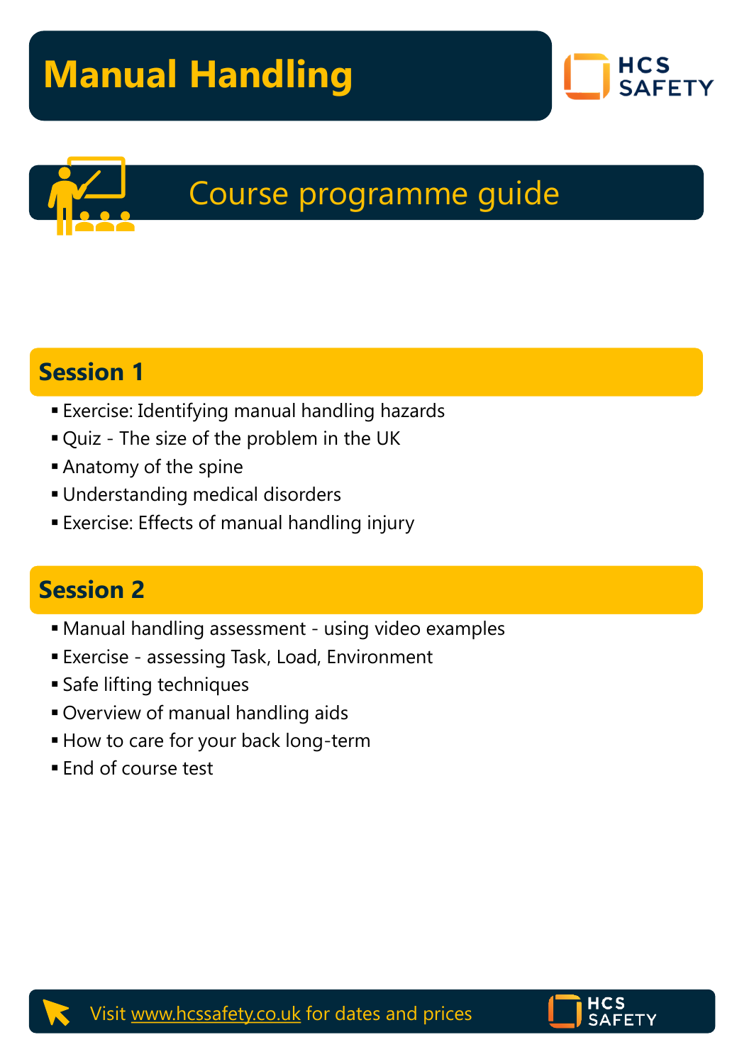# Manual Handling

HCS SAFETY

## Course programme guide

### Session 1

- Exercise: Identifying manual handling hazards
- Quiz - The size of the problem in the UK
- Anatomy of the spine
- Understanding medical disorders
- Exercise: Effects of manual handling injury

### Session 2

- Manual handling assessment - using video examples
- Exercise - assessing Task, Load, Environment
- Safe lifting techniques
- Overview of manual handling aids
- How to care for your back long-term
- End of course test

Visit www.hcssafety.co.uk for dates and prices

HCS SAFETY